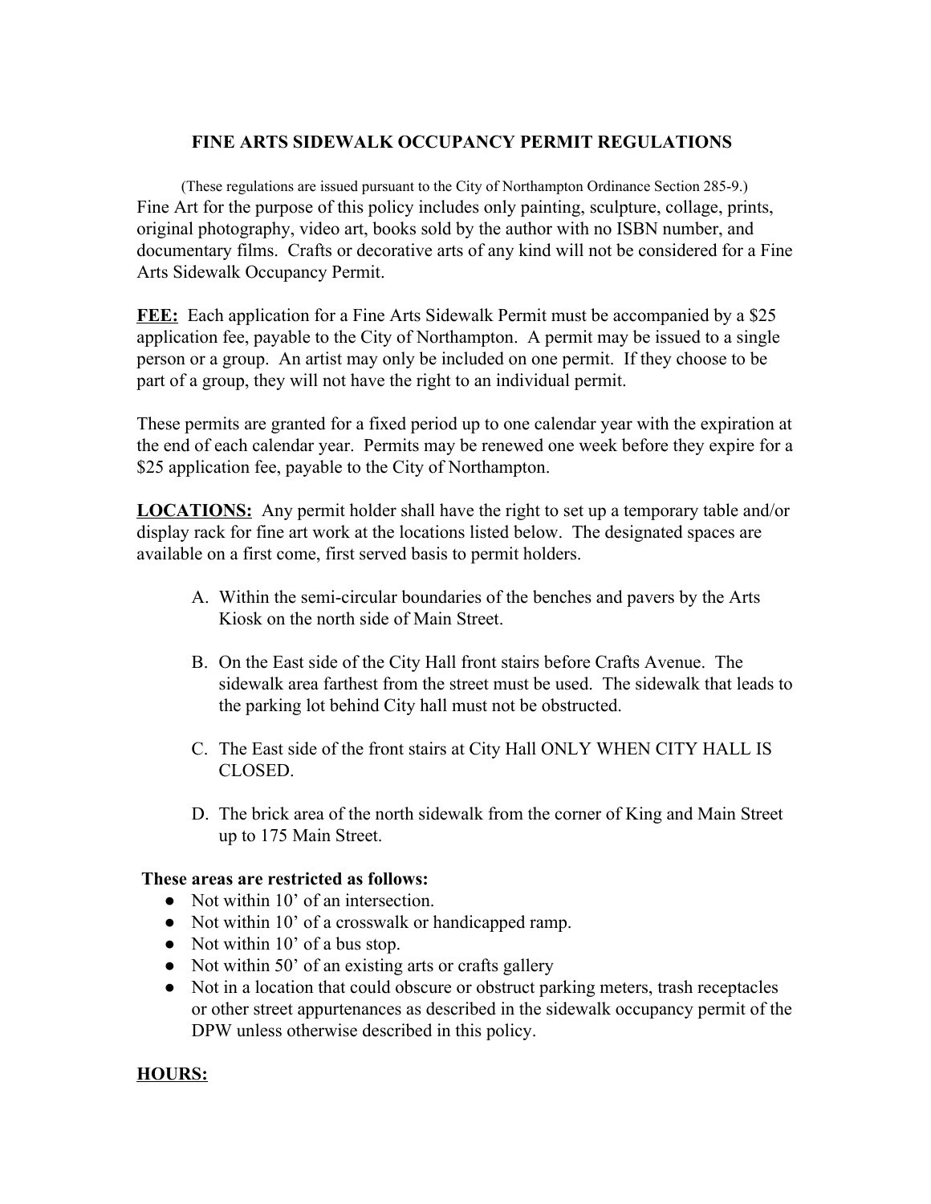# FINE ARTS SIDEWALK OCCUPANCY PERMIT REGULATIONS

(These regulations are issued pursuant to the City of Northampton Ordinance Section 285-9.)

Fine Art for the purpose of this policy includes only painting, sculpture, collage, prints, original photography, video art, books sold by the author with no ISBN number, and documentary films. Crafts or decorative arts of any kind will not be considered for a Fine Arts Sidewalk Occupancy Permit.

**FEE:** Each application for a Fine Arts Sidewalk Permit must be accompanied by a $25 application fee, payable to the City of Northampton. A permit may be issued to a single person or a group. An artist may only be included on one permit. If they choose to be part of a group, they will not have the right to an individual permit.

These permits are granted for a fixed period up to one calendar year with the expiration at the end of each calendar year. Permits may be renewed one week before they expire for a $25 application fee, payable to the City of Northampton.

**LOCATIONS:** Any permit holder shall have the right to set up a temporary table and/or display rack for fine art work at the locations listed below. The designated spaces are available on a first come, first served basis to permit holders.

A. Within the semi-circular boundaries of the benches and pavers by the Arts Kiosk on the north side of Main Street.

B. On the East side of the City Hall front stairs before Crafts Avenue. The sidewalk area farthest from the street must be used. The sidewalk that leads to the parking lot behind City hall must not be obstructed.

C. The East side of the front stairs at City Hall ONLY WHEN CITY HALL IS CLOSED.

D. The brick area of the north sidewalk from the corner of King and Main Street up to 175 Main Street.

**These areas are restricted as follows:**

- Not within 10' of an intersection.
- Not within 10' of a crosswalk or handicapped ramp.
- Not within 10' of a bus stop.
- Not within 50' of an existing arts or crafts gallery
- Not in a location that could obscure or obstruct parking meters, trash receptacles or other street appurtenances as described in the sidewalk occupancy permit of the DPW unless otherwise described in this policy.

**HOURS:**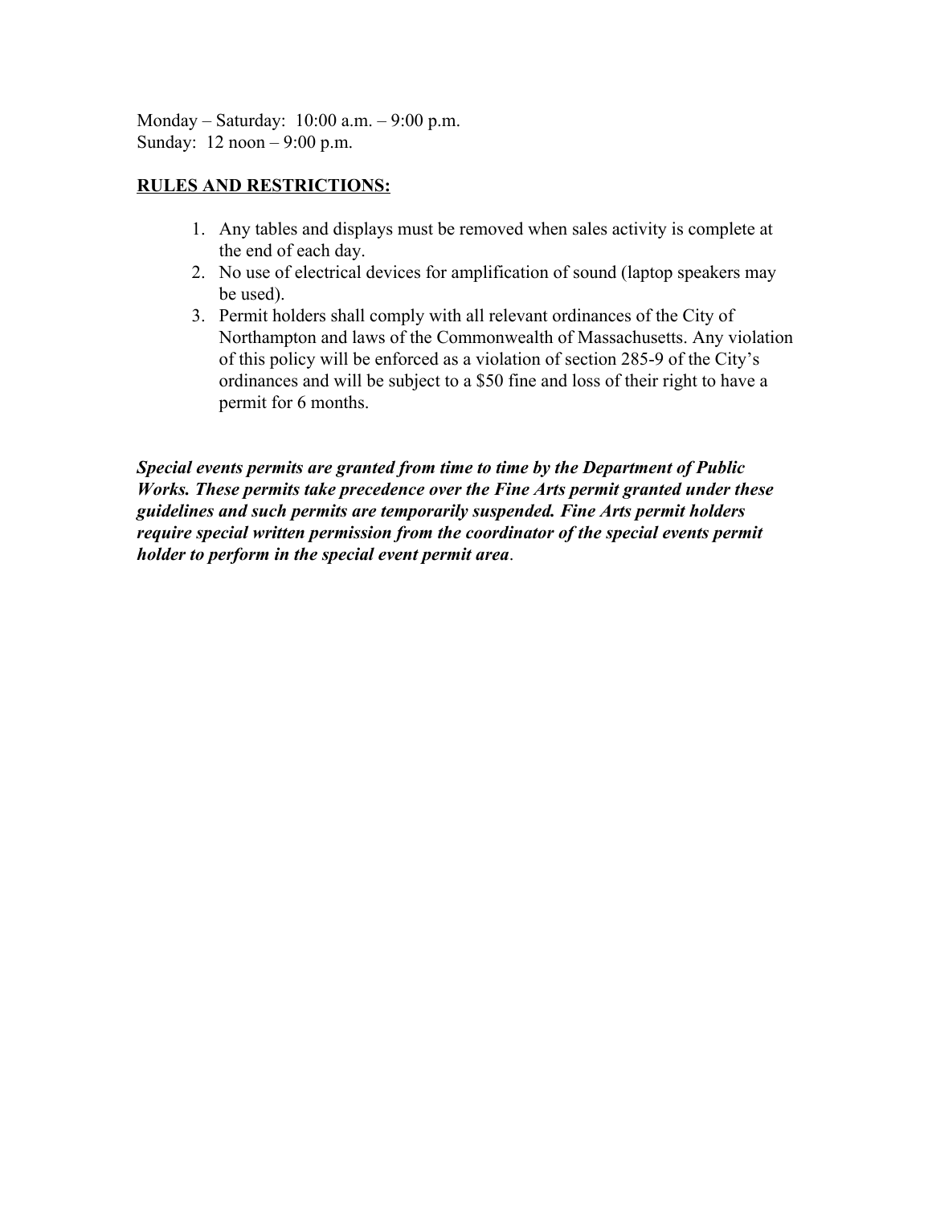Monday – Saturday: 10:00 a.m. – 9:00 p.m.
Sunday: 12 noon – 9:00 p.m.

**<u>RULES AND RESTRICTIONS:</u>**

1. Any tables and displays must be removed when sales activity is complete at the end of each day.
2. No use of electrical devices for amplification of sound (laptop speakers may be used).
3. Permit holders shall comply with all relevant ordinances of the City of Northampton and laws of the Commonwealth of Massachusetts. Any violation of this policy will be enforced as a violation of section 285-9 of the City's ordinances and will be subject to a $50 fine and loss of their right to have a permit for 6 months.

***Special events permits are granted from time to time by the Department of Public Works. These permits take precedence over the Fine Arts permit granted under these guidelines and such permits are temporarily suspended. Fine Arts permit holders require special written permission from the coordinator of the special events permit holder to perform in the special event permit area***.